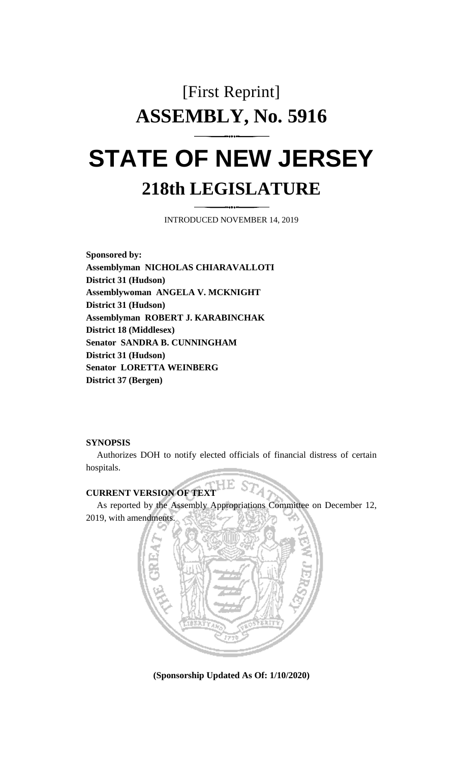# [First Reprint]

# ASSEMBLY, No. 5916

# STATE OF NEW JERSEY

## 218th LEGISLATURE

INTRODUCED NOVEMBER 14, 2019

**Sponsored by:**
**Assemblyman NICHOLAS CHIARAVALLOTI**
**District 31 (Hudson)**
**Assemblywoman ANGELA V. MCKNIGHT**
**District 31 (Hudson)**
**Assemblyman ROBERT J. KARABINCHAK**
**District 18 (Middlesex)**
**Senator SANDRA B. CUNNINGHAM**
**District 31 (Hudson)**
**Senator LORETTA WEINBERG**
**District 37 (Bergen)**

**SYNOPSIS**

Authorizes DOH to notify elected officials of financial distress of certain hospitals.

**CURRENT VERSION OF TEXT**

As reported by the Assembly Appropriations Committee on December 12, 2019, with amendments.

**(Sponsorship Updated As Of: 1/10/2020)**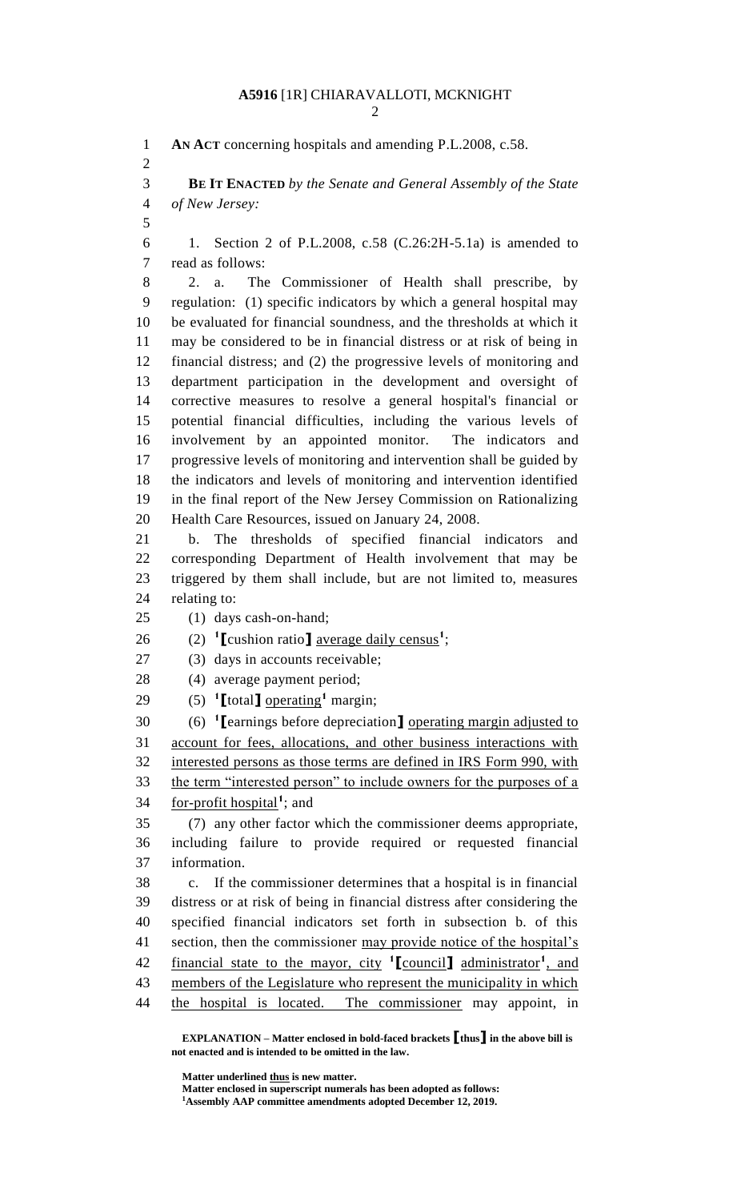**AN ACT** concerning hospitals and amending P.L.2008, c.58.

**BE IT ENACTED** *by the Senate and General Assembly of the State of New Jersey:*

1. Section 2 of P.L.2008, c.58 (C.26:2H-5.1a) is amended to read as follows:

2. a. The Commissioner of Health shall prescribe, by regulation: (1) specific indicators by which a general hospital may be evaluated for financial soundness, and the thresholds at which it may be considered to be in financial distress or at risk of being in financial distress; and (2) the progressive levels of monitoring and department participation in the development and oversight of corrective measures to resolve a general hospital's financial or potential financial difficulties, including the various levels of involvement by an appointed monitor. The indicators and progressive levels of monitoring and intervention shall be guided by the indicators and levels of monitoring and intervention identified in the final report of the New Jersey Commission on Rationalizing Health Care Resources, issued on January 24, 2008.

b. The thresholds of specified financial indicators and corresponding Department of Health involvement that may be triggered by them shall include, but are not limited to, measures relating to:

(1) days cash-on-hand;

(2) [1]**[**cushion ratio**]** <u>average daily census</u>[1];

(3) days in accounts receivable;

(4) average payment period;

(5) [1]**[**total**]** <u>operating</u>[1] margin;

(6) [1]**[**earnings before depreciation**]** <u>operating margin adjusted to account for fees, allocations, and other business interactions with interested persons as those terms are defined in IRS Form 990, with the term "interested person" to include owners for the purposes of a for-profit hospital</u>[1]; and

(7) any other factor which the commissioner deems appropriate, including failure to provide required or requested financial information.

c. If the commissioner determines that a hospital is in financial distress or at risk of being in financial distress after considering the specified financial indicators set forth in subsection b. of this section, then the commissioner <u>may provide notice of the hospital's financial state to the mayor, city</u> [1]**[**<u>council</u>**]** <u>administrator</u>[1]<u>, and members of the Legislature who represent the municipality in which the hospital is located. The commissioner</u> may appoint, in

**EXPLANATION – Matter enclosed in bold-faced brackets [thus] in the above bill is not enacted and is intended to be omitted in the law.**

**Matter underlined <u>thus</u> is new matter.**
**Matter enclosed in superscript numerals has been adopted as follows:**
[1]**Assembly AAP committee amendments adopted December 12, 2019.**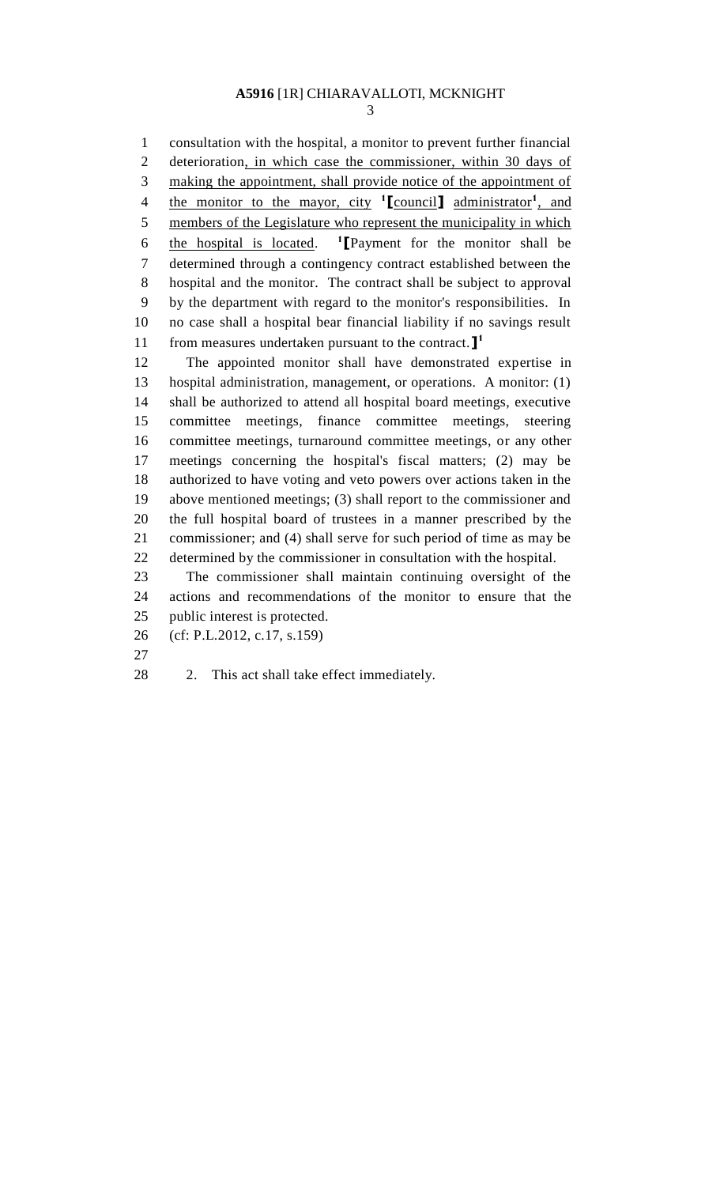consultation with the hospital, a monitor to prevent further financial deterioration, in which case the commissioner, within 30 days of making the appointment, shall provide notice of the appointment of the monitor to the mayor, city [1][council] administrator[1], and members of the Legislature who represent the municipality in which the hospital is located. [1][Payment for the monitor shall be determined through a contingency contract established between the hospital and the monitor. The contract shall be subject to approval by the department with regard to the monitor's responsibilities. In no case shall a hospital bear financial liability if no savings result from measures undertaken pursuant to the contract.][1]

The appointed monitor shall have demonstrated expertise in hospital administration, management, or operations. A monitor: (1) shall be authorized to attend all hospital board meetings, executive committee meetings, finance committee meetings, steering committee meetings, turnaround committee meetings, or any other meetings concerning the hospital's fiscal matters; (2) may be authorized to have voting and veto powers over actions taken in the above mentioned meetings; (3) shall report to the commissioner and the full hospital board of trustees in a manner prescribed by the commissioner; and (4) shall serve for such period of time as may be determined by the commissioner in consultation with the hospital.

The commissioner shall maintain continuing oversight of the actions and recommendations of the monitor to ensure that the public interest is protected.

(cf: P.L.2012, c.17, s.159)

2. This act shall take effect immediately.